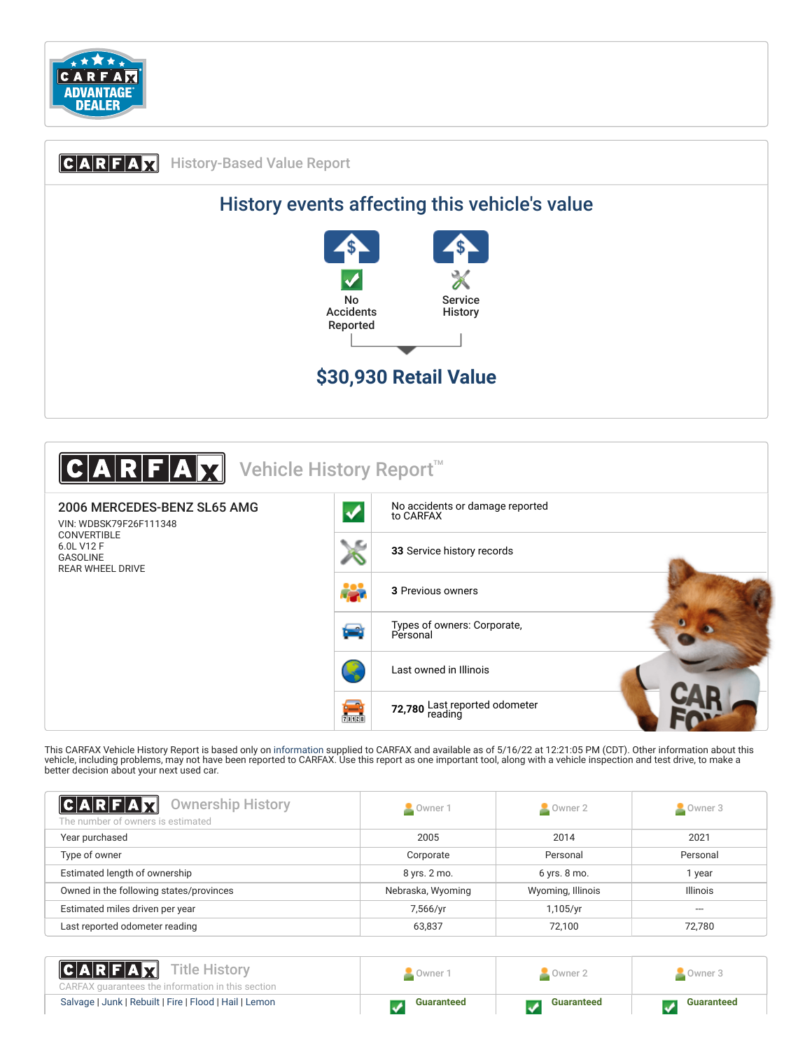CARFAX ADVANTAGE DEALER

## CARFAX History-Based Value Report

### History events affecting this vehicle's value

No Accidents Reported

Service History

**$30,930 Retail Value**

## CARFAX Vehicle History Report™

**2006 MERCEDES-BENZ SL65 AMG**

VIN: WDBSK79F26F111348
CONVERTIBLE
6.0L V12 F
GASOLINE
REAR WHEEL DRIVE

- No accidents or damage reported to CARFAX
- **33** Service history records
- **3** Previous owners
- Types of owners: Corporate, Personal
- Last owned in Illinois
- **72,780** Last reported odometer reading

This CARFAX Vehicle History Report is based only on information supplied to CARFAX and available as of 5/16/22 at 12:21:05 PM (CDT). Other information about this vehicle, including problems, may not have been reported to CARFAX. Use this report as one important tool, along with a vehicle inspection and test drive, to make a better decision about your next used car.

## CARFAX Ownership History

The number of owners is estimated

| | Owner 1 | Owner 2 | Owner 3 |
|---|---|---|---|
| Year purchased | 2005 | 2014 | 2021 |
| Type of owner | Corporate | Personal | Personal |
| Estimated length of ownership | 8 yrs. 2 mo. | 6 yrs. 8 mo. | 1 year |
| Owned in the following states/provinces | Nebraska, Wyoming | Wyoming, Illinois | Illinois |
| Estimated miles driven per year | 7,566/yr | 1,105/yr | --- |
| Last reported odometer reading | 63,837 | 72,100 | 72,780 |

## CARFAX Title History

CARFAX guarantees the information in this section

| | Owner 1 | Owner 2 | Owner 3 |
|---|---|---|---|
| Salvage \| Junk \| Rebuilt \| Fire \| Flood \| Hail \| Lemon | Guaranteed | Guaranteed | Guaranteed |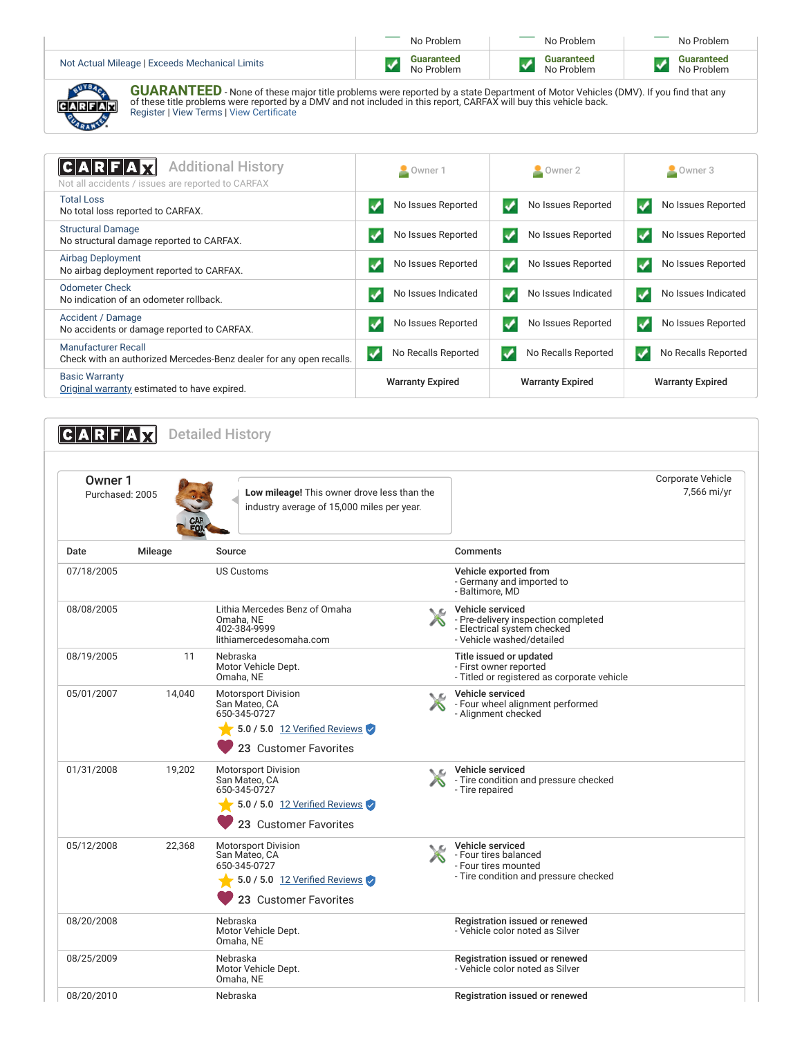| | | | |
|---|---|---|---|
| | No Problem | No Problem | No Problem |
| Not Actual Mileage \| Exceeds Mechanical Limits | Guaranteed No Problem | Guaranteed No Problem | Guaranteed No Problem |

**GUARANTEED** - None of these major title problems were reported by a state Department of Motor Vehicles (DMV). If you find that any of these title problems were reported by a DMV and not included in this report, CARFAX will buy this vehicle back.
Register | View Terms | View Certificate

## CARFAX Additional History

Not all accidents / issues are reported to CARFAX

| | Owner 1 | Owner 2 | Owner 3 |
|---|---|---|---|
| Total Loss<br>No total loss reported to CARFAX. | No Issues Reported | No Issues Reported | No Issues Reported |
| Structural Damage<br>No structural damage reported to CARFAX. | No Issues Reported | No Issues Reported | No Issues Reported |
| Airbag Deployment<br>No airbag deployment reported to CARFAX. | No Issues Reported | No Issues Reported | No Issues Reported |
| Odometer Check<br>No indication of an odometer rollback. | No Issues Indicated | No Issues Indicated | No Issues Indicated |
| Accident / Damage<br>No accidents or damage reported to CARFAX. | No Issues Reported | No Issues Reported | No Issues Reported |
| Manufacturer Recall<br>Check with an authorized Mercedes-Benz dealer for any open recalls. | No Recalls Reported | No Recalls Reported | No Recalls Reported |
| Basic Warranty<br>Original warranty estimated to have expired. | Warranty Expired | Warranty Expired | Warranty Expired |

## CARFAX Detailed History

**Owner 1**
Purchased: 2005

**Low mileage!** This owner drove less than the industry average of 15,000 miles per year.

Corporate Vehicle
7,566 mi/yr

| Date | Mileage | Source | Comments |
|---|---|---|---|
| 07/18/2005 | | US Customs | **Vehicle exported from**<br>- Germany and imported to<br>- Baltimore, MD |
| 08/08/2005 | | Lithia Mercedes Benz of Omaha<br>Omaha, NE<br>402-384-9999<br>lithiamercedesomaha.com | **Vehicle serviced**<br>- Pre-delivery inspection completed<br>- Electrical system checked<br>- Vehicle washed/detailed |
| 08/19/2005 | 11 | Nebraska<br>Motor Vehicle Dept.<br>Omaha, NE | **Title issued or updated**<br>- First owner reported<br>- Titled or registered as corporate vehicle |
| 05/01/2007 | 14,040 | Motorsport Division<br>San Mateo, CA<br>650-345-0727<br>5.0 / 5.0 12 Verified Reviews<br>23 Customer Favorites | **Vehicle serviced**<br>- Four wheel alignment performed<br>- Alignment checked |
| 01/31/2008 | 19,202 | Motorsport Division<br>San Mateo, CA<br>650-345-0727<br>5.0 / 5.0 12 Verified Reviews<br>23 Customer Favorites | **Vehicle serviced**<br>- Tire condition and pressure checked<br>- Tire repaired |
| 05/12/2008 | 22,368 | Motorsport Division<br>San Mateo, CA<br>650-345-0727<br>5.0 / 5.0 12 Verified Reviews<br>23 Customer Favorites | **Vehicle serviced**<br>- Four tires balanced<br>- Four tires mounted<br>- Tire condition and pressure checked |
| 08/20/2008 | | Nebraska<br>Motor Vehicle Dept.<br>Omaha, NE | **Registration issued or renewed**<br>- Vehicle color noted as Silver |
| 08/25/2009 | | Nebraska<br>Motor Vehicle Dept.<br>Omaha, NE | **Registration issued or renewed**<br>- Vehicle color noted as Silver |
| 08/20/2010 | | Nebraska | **Registration issued or renewed** |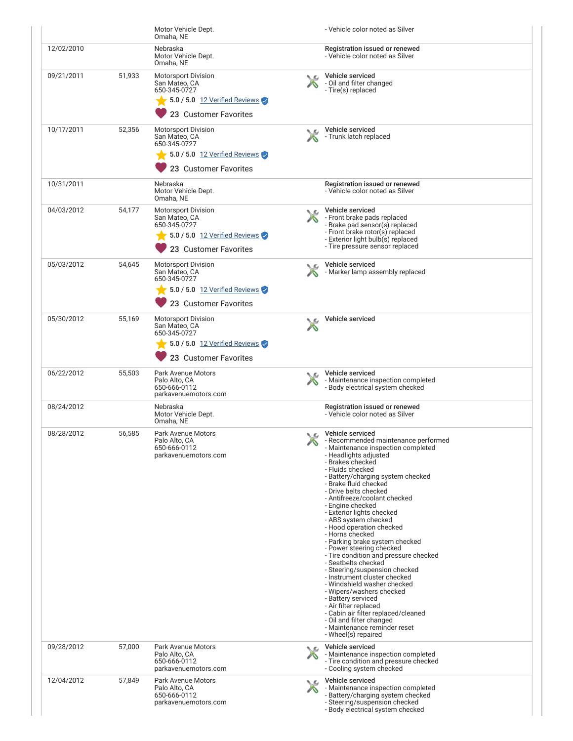| Date | Mileage | Source | Comments |
|---|---|---|---|
| | | Motor Vehicle Dept.<br>Omaha, NE | - Vehicle color noted as Silver |
| 12/02/2010 | | Nebraska<br>Motor Vehicle Dept.<br>Omaha, NE | **Registration issued or renewed**<br>- Vehicle color noted as Silver |
| 09/21/2011 | 51,933 | Motorsport Division<br>San Mateo, CA<br>650-345-0727<br>5.0 / 5.0 12 Verified Reviews<br>23 Customer Favorites | **Vehicle serviced**<br>- Oil and filter changed<br>- Tire(s) replaced |
| 10/17/2011 | 52,356 | Motorsport Division<br>San Mateo, CA<br>650-345-0727<br>5.0 / 5.0 12 Verified Reviews<br>23 Customer Favorites | **Vehicle serviced**<br>- Trunk latch replaced |
| 10/31/2011 | | Nebraska<br>Motor Vehicle Dept.<br>Omaha, NE | **Registration issued or renewed**<br>- Vehicle color noted as Silver |
| 04/03/2012 | 54,177 | Motorsport Division<br>San Mateo, CA<br>650-345-0727<br>5.0 / 5.0 12 Verified Reviews<br>23 Customer Favorites | **Vehicle serviced**<br>- Front brake pads replaced<br>- Brake pad sensor(s) replaced<br>- Front brake rotor(s) replaced<br>- Exterior light bulb(s) replaced<br>- Tire pressure sensor replaced |
| 05/03/2012 | 54,645 | Motorsport Division<br>San Mateo, CA<br>650-345-0727<br>5.0 / 5.0 12 Verified Reviews<br>23 Customer Favorites | **Vehicle serviced**<br>- Marker lamp assembly replaced |
| 05/30/2012 | 55,169 | Motorsport Division<br>San Mateo, CA<br>650-345-0727<br>5.0 / 5.0 12 Verified Reviews<br>23 Customer Favorites | **Vehicle serviced** |
| 06/22/2012 | 55,503 | Park Avenue Motors<br>Palo Alto, CA<br>650-666-0112<br>parkavenuemotors.com | **Vehicle serviced**<br>- Maintenance inspection completed<br>- Body electrical system checked |
| 08/24/2012 | | Nebraska<br>Motor Vehicle Dept.<br>Omaha, NE | **Registration issued or renewed**<br>- Vehicle color noted as Silver |
| 08/28/2012 | 56,585 | Park Avenue Motors<br>Palo Alto, CA<br>650-666-0112<br>parkavenuemotors.com | **Vehicle serviced**<br>- Recommended maintenance performed<br>- Maintenance inspection completed<br>- Headlights adjusted<br>- Brakes checked<br>- Fluids checked<br>- Battery/charging system checked<br>- Brake fluid checked<br>- Drive belts checked<br>- Antifreeze/coolant checked<br>- Engine checked<br>- Exterior lights checked<br>- ABS system checked<br>- Hood operation checked<br>- Horns checked<br>- Parking brake system checked<br>- Power steering checked<br>- Tire condition and pressure checked<br>- Seatbelts checked<br>- Steering/suspension checked<br>- Instrument cluster checked<br>- Windshield washer checked<br>- Wipers/washers checked<br>- Battery serviced<br>- Air filter replaced<br>- Cabin air filter replaced/cleaned<br>- Oil and filter changed<br>- Maintenance reminder reset<br>- Wheel(s) repaired |
| 09/28/2012 | 57,000 | Park Avenue Motors<br>Palo Alto, CA<br>650-666-0112<br>parkavenuemotors.com | **Vehicle serviced**<br>- Maintenance inspection completed<br>- Tire condition and pressure checked<br>- Cooling system checked |
| 12/04/2012 | 57,849 | Park Avenue Motors<br>Palo Alto, CA<br>650-666-0112<br>parkavenuemotors.com | **Vehicle serviced**<br>- Maintenance inspection completed<br>- Battery/charging system checked<br>- Steering/suspension checked<br>- Body electrical system checked |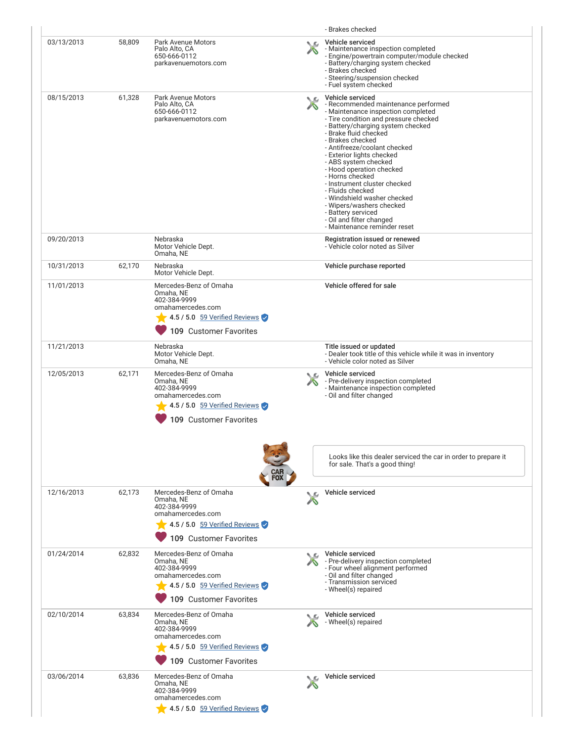| Date | Mileage | Source | Comments |
|---|---|---|---|
| | | | - Brakes checked |
| 03/13/2013 | 58,809 | Park Avenue Motors<br>Palo Alto, CA<br>650-666-0112<br>parkavenuemotors.com | **Vehicle serviced**<br>- Maintenance inspection completed<br>- Engine/powertrain computer/module checked<br>- Battery/charging system checked<br>- Brakes checked<br>- Steering/suspension checked<br>- Fuel system checked |
| 08/15/2013 | 61,328 | Park Avenue Motors<br>Palo Alto, CA<br>650-666-0112<br>parkavenuemotors.com | **Vehicle serviced**<br>- Recommended maintenance performed<br>- Maintenance inspection completed<br>- Tire condition and pressure checked<br>- Battery/charging system checked<br>- Brake fluid checked<br>- Brakes checked<br>- Antifreeze/coolant checked<br>- Exterior lights checked<br>- ABS system checked<br>- Hood operation checked<br>- Horns checked<br>- Instrument cluster checked<br>- Fluids checked<br>- Windshield washer checked<br>- Wipers/washers checked<br>- Battery serviced<br>- Oil and filter changed<br>- Maintenance reminder reset |
| 09/20/2013 | | Nebraska<br>Motor Vehicle Dept.<br>Omaha, NE | **Registration issued or renewed**<br>- Vehicle color noted as Silver |
| 10/31/2013 | 62,170 | Nebraska<br>Motor Vehicle Dept. | **Vehicle purchase reported** |
| 11/01/2013 | | Mercedes-Benz of Omaha<br>Omaha, NE<br>402-384-9999<br>omahamercedes.com<br>4.5 / 5.0 59 Verified Reviews<br>109 Customer Favorites | **Vehicle offered for sale** |
| 11/21/2013 | | Nebraska<br>Motor Vehicle Dept.<br>Omaha, NE | **Title issued or updated**<br>- Dealer took title of this vehicle while it was in inventory<br>- Vehicle color noted as Silver |
| 12/05/2013 | 62,171 | Mercedes-Benz of Omaha<br>Omaha, NE<br>402-384-9999<br>omahamercedes.com<br>4.5 / 5.0 59 Verified Reviews<br>109 Customer Favorites | **Vehicle serviced**<br>- Pre-delivery inspection completed<br>- Maintenance inspection completed<br>- Oil and filter changed<br><br>Looks like this dealer serviced the car in order to prepare it for sale. That's a good thing! |
| 12/16/2013 | 62,173 | Mercedes-Benz of Omaha<br>Omaha, NE<br>402-384-9999<br>omahamercedes.com<br>4.5 / 5.0 59 Verified Reviews<br>109 Customer Favorites | **Vehicle serviced** |
| 01/24/2014 | 62,832 | Mercedes-Benz of Omaha<br>Omaha, NE<br>402-384-9999<br>omahamercedes.com<br>4.5 / 5.0 59 Verified Reviews<br>109 Customer Favorites | **Vehicle serviced**<br>- Pre-delivery inspection completed<br>- Four wheel alignment performed<br>- Oil and filter changed<br>- Transmission serviced<br>- Wheel(s) repaired |
| 02/10/2014 | 63,834 | Mercedes-Benz of Omaha<br>Omaha, NE<br>402-384-9999<br>omahamercedes.com<br>4.5 / 5.0 59 Verified Reviews<br>109 Customer Favorites | **Vehicle serviced**<br>- Wheel(s) repaired |
| 03/06/2014 | 63,836 | Mercedes-Benz of Omaha<br>Omaha, NE<br>402-384-9999<br>omahamercedes.com<br>4.5 / 5.0 59 Verified Reviews | **Vehicle serviced** |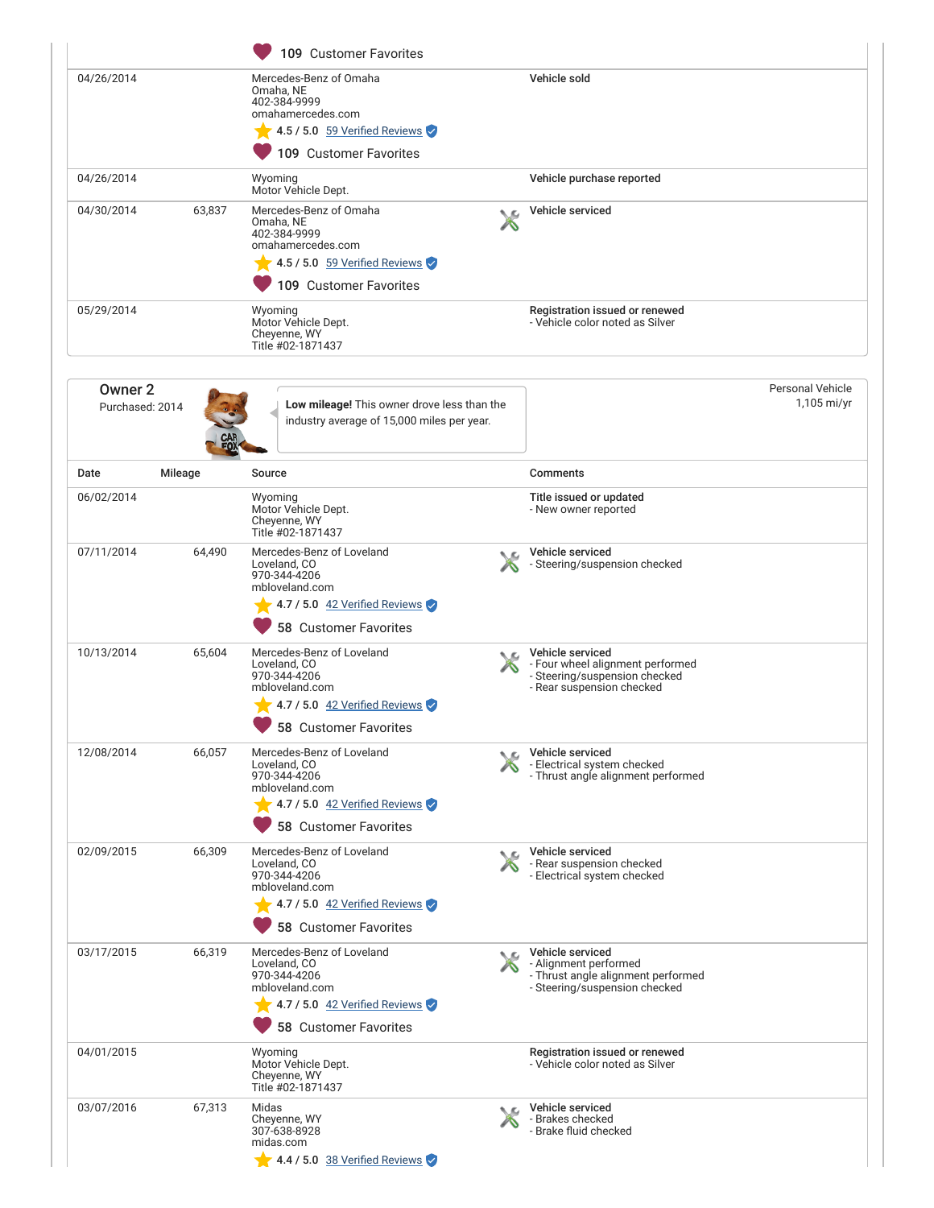| Date | Mileage | Source | Comments |
|---|---|---|---|
| | | 109 Customer Favorites | |
| 04/26/2014 | | Mercedes-Benz of Omaha<br>Omaha, NE<br>402-384-9999<br>omahamercedes.com<br>4.5 / 5.0 59 Verified Reviews<br>109 Customer Favorites | Vehicle sold |
| 04/26/2014 | | Wyoming<br>Motor Vehicle Dept. | Vehicle purchase reported |
| 04/30/2014 | 63,837 | Mercedes-Benz of Omaha<br>Omaha, NE<br>402-384-9999<br>omahamercedes.com<br>4.5 / 5.0 59 Verified Reviews<br>109 Customer Favorites | Vehicle serviced |
| 05/29/2014 | | Wyoming<br>Motor Vehicle Dept.<br>Cheyenne, WY<br>Title #02-1871437 | Registration issued or renewed<br>- Vehicle color noted as Silver |

## Owner 2

Purchased: 2014

**Low mileage!** This owner drove less than the industry average of 15,000 miles per year.

Personal Vehicle
1,105 mi/yr

| Date | Mileage | Source | Comments |
|---|---|---|---|
| 06/02/2014 | | Wyoming<br>Motor Vehicle Dept.<br>Cheyenne, WY<br>Title #02-1871437 | Title issued or updated<br>- New owner reported |
| 07/11/2014 | 64,490 | Mercedes-Benz of Loveland<br>Loveland, CO<br>970-344-4206<br>mbloveland.com<br>4.7 / 5.0 42 Verified Reviews<br>58 Customer Favorites | Vehicle serviced<br>- Steering/suspension checked |
| 10/13/2014 | 65,604 | Mercedes-Benz of Loveland<br>Loveland, CO<br>970-344-4206<br>mbloveland.com<br>4.7 / 5.0 42 Verified Reviews<br>58 Customer Favorites | Vehicle serviced<br>- Four wheel alignment performed<br>- Steering/suspension checked<br>- Rear suspension checked |
| 12/08/2014 | 66,057 | Mercedes-Benz of Loveland<br>Loveland, CO<br>970-344-4206<br>mbloveland.com<br>4.7 / 5.0 42 Verified Reviews<br>58 Customer Favorites | Vehicle serviced<br>- Electrical system checked<br>- Thrust angle alignment performed |
| 02/09/2015 | 66,309 | Mercedes-Benz of Loveland<br>Loveland, CO<br>970-344-4206<br>mbloveland.com<br>4.7 / 5.0 42 Verified Reviews<br>58 Customer Favorites | Vehicle serviced<br>- Rear suspension checked<br>- Electrical system checked |
| 03/17/2015 | 66,319 | Mercedes-Benz of Loveland<br>Loveland, CO<br>970-344-4206<br>mbloveland.com<br>4.7 / 5.0 42 Verified Reviews<br>58 Customer Favorites | Vehicle serviced<br>- Alignment performed<br>- Thrust angle alignment performed<br>- Steering/suspension checked |
| 04/01/2015 | | Wyoming<br>Motor Vehicle Dept.<br>Cheyenne, WY<br>Title #02-1871437 | Registration issued or renewed<br>- Vehicle color noted as Silver |
| 03/07/2016 | 67,313 | Midas<br>Cheyenne, WY<br>307-638-8928<br>midas.com<br>4.4 / 5.0 38 Verified Reviews | Vehicle serviced<br>- Brakes checked<br>- Brake fluid checked |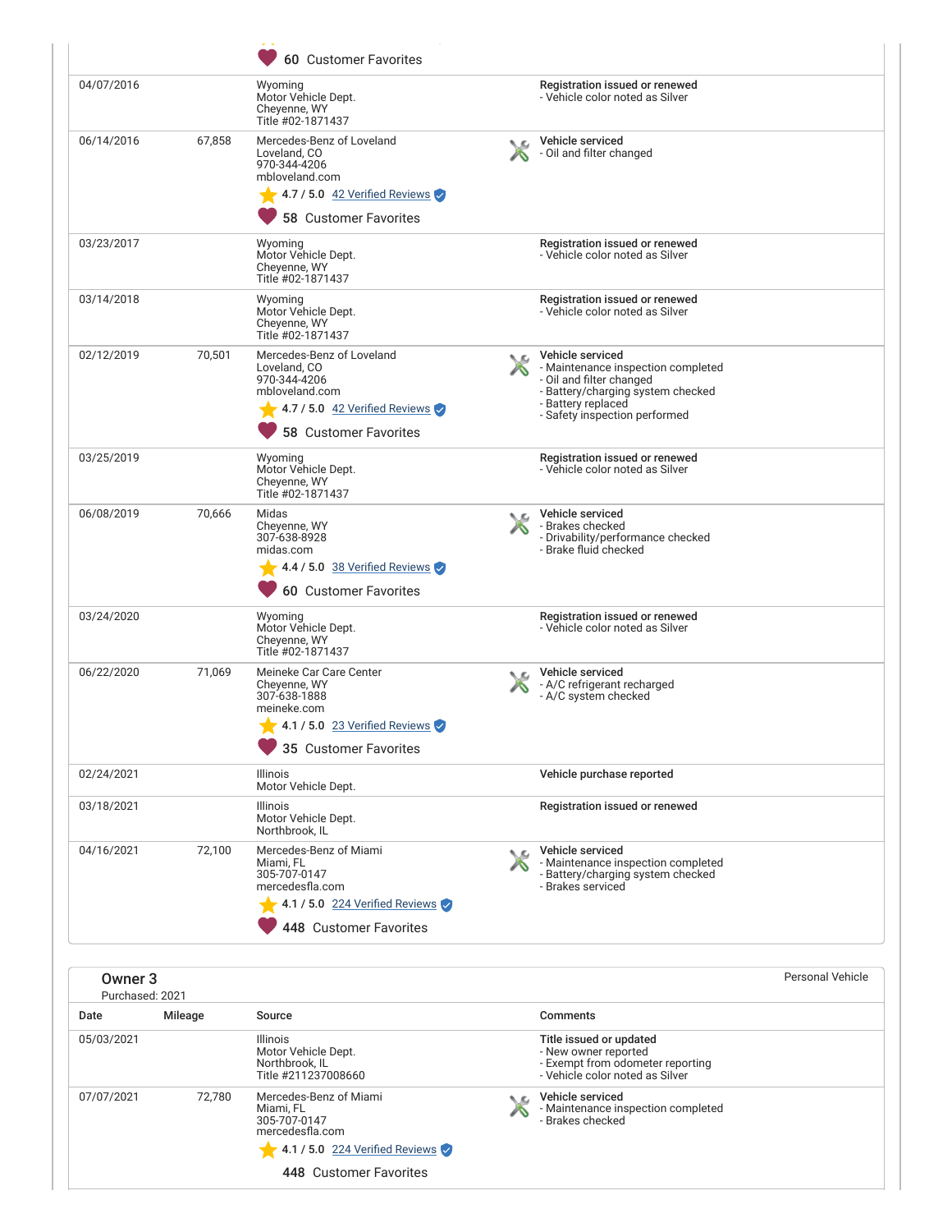| Date | Mileage | Source | Comments |
|---|---|---|---|
| | | 60 Customer Favorites | |
| 04/07/2016 | | Wyoming<br>Motor Vehicle Dept.<br>Cheyenne, WY<br>Title #02-1871437 | **Registration issued or renewed**<br>- Vehicle color noted as Silver |
| 06/14/2016 | 67,858 | Mercedes-Benz of Loveland<br>Loveland, CO<br>970-344-4206<br>mbloveland.com<br>4.7 / 5.0 42 Verified Reviews<br>58 Customer Favorites | **Vehicle serviced**<br>- Oil and filter changed |
| 03/23/2017 | | Wyoming<br>Motor Vehicle Dept.<br>Cheyenne, WY<br>Title #02-1871437 | **Registration issued or renewed**<br>- Vehicle color noted as Silver |
| 03/14/2018 | | Wyoming<br>Motor Vehicle Dept.<br>Cheyenne, WY<br>Title #02-1871437 | **Registration issued or renewed**<br>- Vehicle color noted as Silver |
| 02/12/2019 | 70,501 | Mercedes-Benz of Loveland<br>Loveland, CO<br>970-344-4206<br>mbloveland.com<br>4.7 / 5.0 42 Verified Reviews<br>58 Customer Favorites | **Vehicle serviced**<br>- Maintenance inspection completed<br>- Oil and filter changed<br>- Battery/charging system checked<br>- Battery replaced<br>- Safety inspection performed |
| 03/25/2019 | | Wyoming<br>Motor Vehicle Dept.<br>Cheyenne, WY<br>Title #02-1871437 | **Registration issued or renewed**<br>- Vehicle color noted as Silver |
| 06/08/2019 | 70,666 | Midas<br>Cheyenne, WY<br>307-638-8928<br>midas.com<br>4.4 / 5.0 38 Verified Reviews<br>60 Customer Favorites | **Vehicle serviced**<br>- Brakes checked<br>- Drivability/performance checked<br>- Brake fluid checked |
| 03/24/2020 | | Wyoming<br>Motor Vehicle Dept.<br>Cheyenne, WY<br>Title #02-1871437 | **Registration issued or renewed**<br>- Vehicle color noted as Silver |
| 06/22/2020 | 71,069 | Meineke Car Care Center<br>Cheyenne, WY<br>307-638-1888<br>meineke.com<br>4.1 / 5.0 23 Verified Reviews<br>35 Customer Favorites | **Vehicle serviced**<br>- A/C refrigerant recharged<br>- A/C system checked |
| 02/24/2021 | | Illinois<br>Motor Vehicle Dept. | **Vehicle purchase reported** |
| 03/18/2021 | | Illinois<br>Motor Vehicle Dept.<br>Northbrook, IL | **Registration issued or renewed** |
| 04/16/2021 | 72,100 | Mercedes-Benz of Miami<br>Miami, FL<br>305-707-0147<br>mercedesfla.com<br>4.1 / 5.0 224 Verified Reviews<br>448 Customer Favorites | **Vehicle serviced**<br>- Maintenance inspection completed<br>- Battery/charging system checked<br>- Brakes serviced |

## Owner 3

Purchased: 2021

Personal Vehicle

| Date | Mileage | Source | Comments |
|---|---|---|---|
| 05/03/2021 | | Illinois<br>Motor Vehicle Dept.<br>Northbrook, IL<br>Title #211237008660 | **Title issued or updated**<br>- New owner reported<br>- Exempt from odometer reporting<br>- Vehicle color noted as Silver |
| 07/07/2021 | 72,780 | Mercedes-Benz of Miami<br>Miami, FL<br>305-707-0147<br>mercedesfla.com<br>4.1 / 5.0 224 Verified Reviews<br>448 Customer Favorites | **Vehicle serviced**<br>- Maintenance inspection completed<br>- Brakes checked |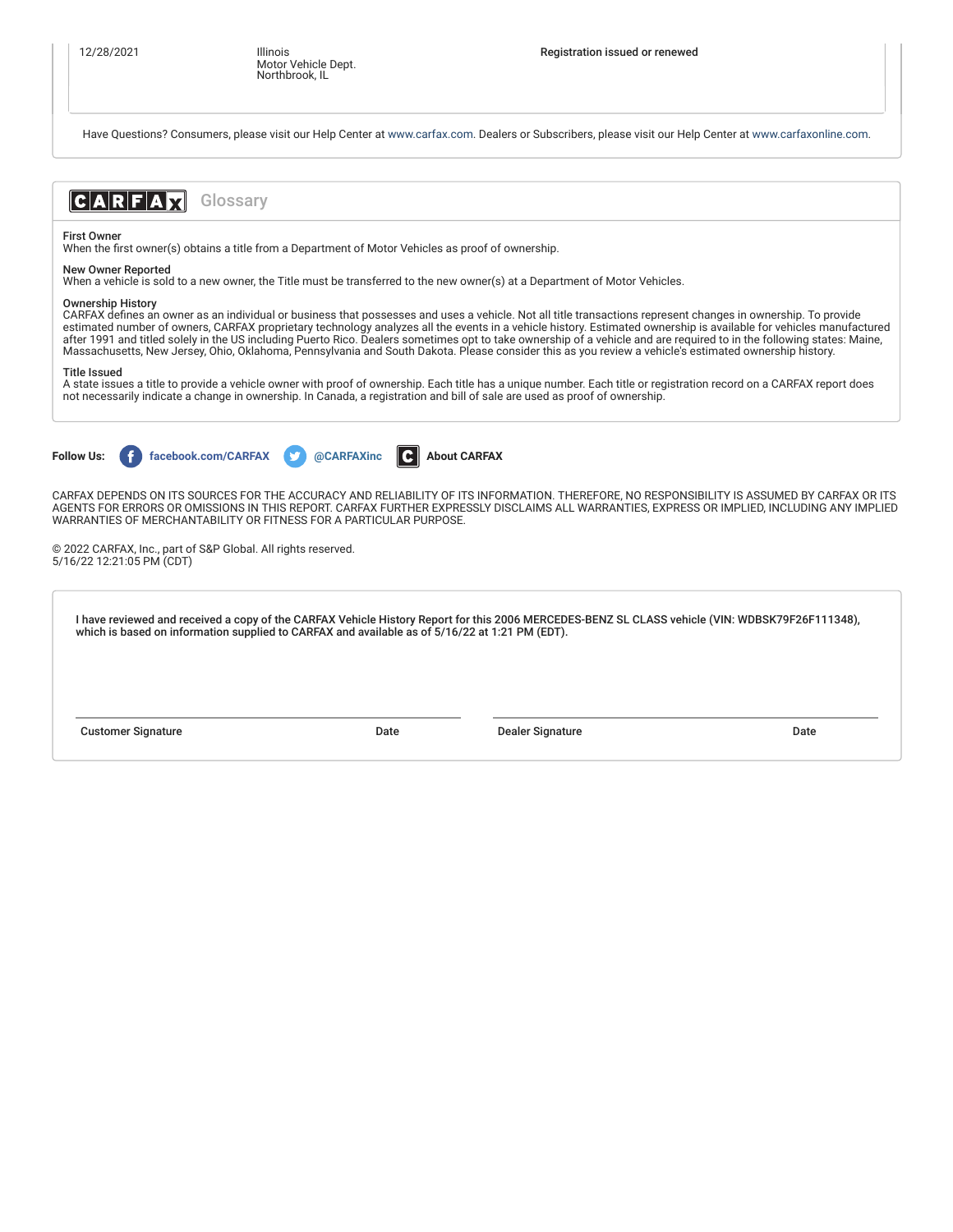| | | |
|---|---|---|
| 12/28/2021 | Illinois<br>Motor Vehicle Dept.<br>Northbrook, IL | Registration issued or renewed |

Have Questions? Consumers, please visit our Help Center at www.carfax.com. Dealers or Subscribers, please visit our Help Center at www.carfaxonline.com.

## CARFAX Glossary

**First Owner**
When the first owner(s) obtains a title from a Department of Motor Vehicles as proof of ownership.

**New Owner Reported**
When a vehicle is sold to a new owner, the Title must be transferred to the new owner(s) at a Department of Motor Vehicles.

**Ownership History**
CARFAX defines an owner as an individual or business that possesses and uses a vehicle. Not all title transactions represent changes in ownership. To provide estimated number of owners, CARFAX proprietary technology analyzes all the events in a vehicle history. Estimated ownership is available for vehicles manufactured after 1991 and titled solely in the US including Puerto Rico. Dealers sometimes opt to take ownership of a vehicle and are required to in the following states: Maine, Massachusetts, New Jersey, Ohio, Oklahoma, Pennsylvania and South Dakota. Please consider this as you review a vehicle's estimated ownership history.

**Title Issued**
A state issues a title to provide a vehicle owner with proof of ownership. Each title has a unique number. Each title or registration record on a CARFAX report does not necessarily indicate a change in ownership. In Canada, a registration and bill of sale are used as proof of ownership.

**Follow Us:** facebook.com/CARFAX @CARFAXinc **About CARFAX**

CARFAX DEPENDS ON ITS SOURCES FOR THE ACCURACY AND RELIABILITY OF ITS INFORMATION. THEREFORE, NO RESPONSIBILITY IS ASSUMED BY CARFAX OR ITS AGENTS FOR ERRORS OR OMISSIONS IN THIS REPORT. CARFAX FURTHER EXPRESSLY DISCLAIMS ALL WARRANTIES, EXPRESS OR IMPLIED, INCLUDING ANY IMPLIED WARRANTIES OF MERCHANTABILITY OR FITNESS FOR A PARTICULAR PURPOSE.

© 2022 CARFAX, Inc., part of S&P Global. All rights reserved.
5/16/22 12:21:05 PM (CDT)

**I have reviewed and received a copy of the CARFAX Vehicle History Report for this 2006 MERCEDES-BENZ SL CLASS vehicle (VIN: WDBSK79F26F111348), which is based on information supplied to CARFAX and available as of 5/16/22 at 1:21 PM (EDT).**

| Customer Signature | Date | Dealer Signature | Date |
|---|---|---|---|